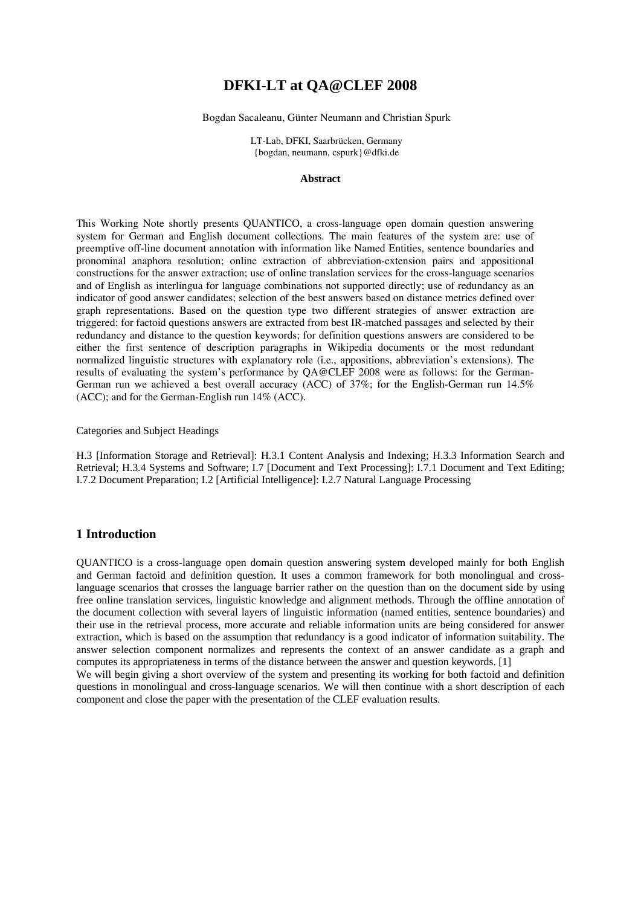# DFKI-LT at QA@CLEF 2008

Bogdan Sacaleanu, Günter Neumann and Christian Spurk

LT-Lab, DFKI, Saarbrücken, Germany
{bogdan, neumann, cspurk}@dfki.de

**Abstract**

This Working Note shortly presents QUANTICO, a cross-language open domain question answering system for German and English document collections. The main features of the system are: use of preemptive off-line document annotation with information like Named Entities, sentence boundaries and pronominal anaphora resolution; online extraction of abbreviation-extension pairs and appositional constructions for the answer extraction; use of online translation services for the cross-language scenarios and of English as interlingua for language combinations not supported directly; use of redundancy as an indicator of good answer candidates; selection of the best answers based on distance metrics defined over graph representations. Based on the question type two different strategies of answer extraction are triggered: for factoid questions answers are extracted from best IR-matched passages and selected by their redundancy and distance to the question keywords; for definition questions answers are considered to be either the first sentence of description paragraphs in Wikipedia documents or the most redundant normalized linguistic structures with explanatory role (i.e., appositions, abbreviation's extensions). The results of evaluating the system's performance by QA@CLEF 2008 were as follows: for the German-German run we achieved a best overall accuracy (ACC) of 37%; for the English-German run 14.5% (ACC); and for the German-English run 14% (ACC).

Categories and Subject Headings

H.3 [Information Storage and Retrieval]: H.3.1 Content Analysis and Indexing; H.3.3 Information Search and Retrieval; H.3.4 Systems and Software; I.7 [Document and Text Processing]: I.7.1 Document and Text Editing; I.7.2 Document Preparation; I.2 [Artificial Intelligence]: I.2.7 Natural Language Processing

## 1 Introduction

QUANTICO is a cross-language open domain question answering system developed mainly for both English and German factoid and definition question. It uses a common framework for both monolingual and cross-language scenarios that crosses the language barrier rather on the question than on the document side by using free online translation services, linguistic knowledge and alignment methods. Through the offline annotation of the document collection with several layers of linguistic information (named entities, sentence boundaries) and their use in the retrieval process, more accurate and reliable information units are being considered for answer extraction, which is based on the assumption that redundancy is a good indicator of information suitability. The answer selection component normalizes and represents the context of an answer candidate as a graph and computes its appropriateness in terms of the distance between the answer and question keywords. [1]

We will begin giving a short overview of the system and presenting its working for both factoid and definition questions in monolingual and cross-language scenarios. We will then continue with a short description of each component and close the paper with the presentation of the CLEF evaluation results.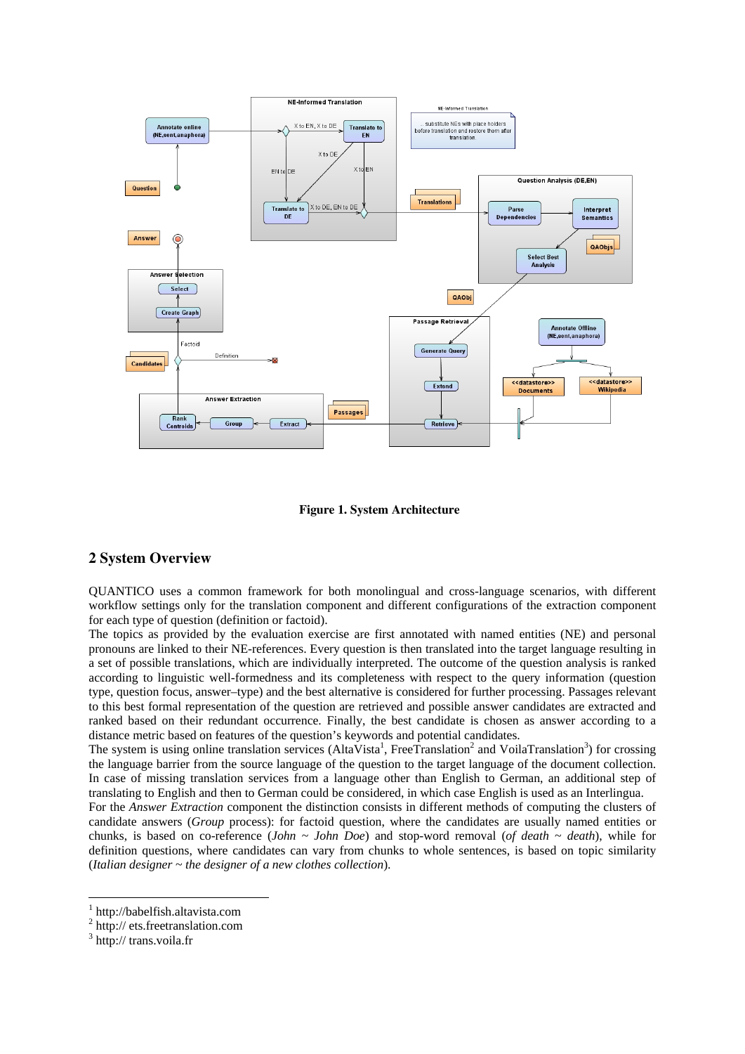**Figure 1. System Architecture**

## 2 System Overview

QUANTICO uses a common framework for both monolingual and cross-language scenarios, with different workflow settings only for the translation component and different configurations of the extraction component for each type of question (definition or factoid).

The topics as provided by the evaluation exercise are first annotated with named entities (NE) and personal pronouns are linked to their NE-references. Every question is then translated into the target language resulting in a set of possible translations, which are individually interpreted. The outcome of the question analysis is ranked according to linguistic well-formedness and its completeness with respect to the query information (question type, question focus, answer–type) and the best alternative is considered for further processing. Passages relevant to this best formal representation of the question are retrieved and possible answer candidates are extracted and ranked based on their redundant occurrence. Finally, the best candidate is chosen as answer according to a distance metric based on features of the question's keywords and potential candidates.

The system is using online translation services (AltaVista[1], FreeTranslation[2] and VoilaTranslation[3]) for crossing the language barrier from the source language of the question to the target language of the document collection. In case of missing translation services from a language other than English to German, an additional step of translating to English and then to German could be considered, in which case English is used as an Interlingua.

For the *Answer Extraction* component the distinction consists in different methods of computing the clusters of candidate answers (*Group* process): for factoid question, where the candidates are usually named entities or chunks, is based on co-reference (*John ~ John Doe*) and stop-word removal (*of death ~ death*), while for definition questions, where candidates can vary from chunks to whole sentences, is based on topic similarity (*Italian designer ~ the designer of a new clothes collection*).

---

[1] http://babelfish.altavista.com
[2] http:// ets.freetranslation.com
[3] http:// trans.voila.fr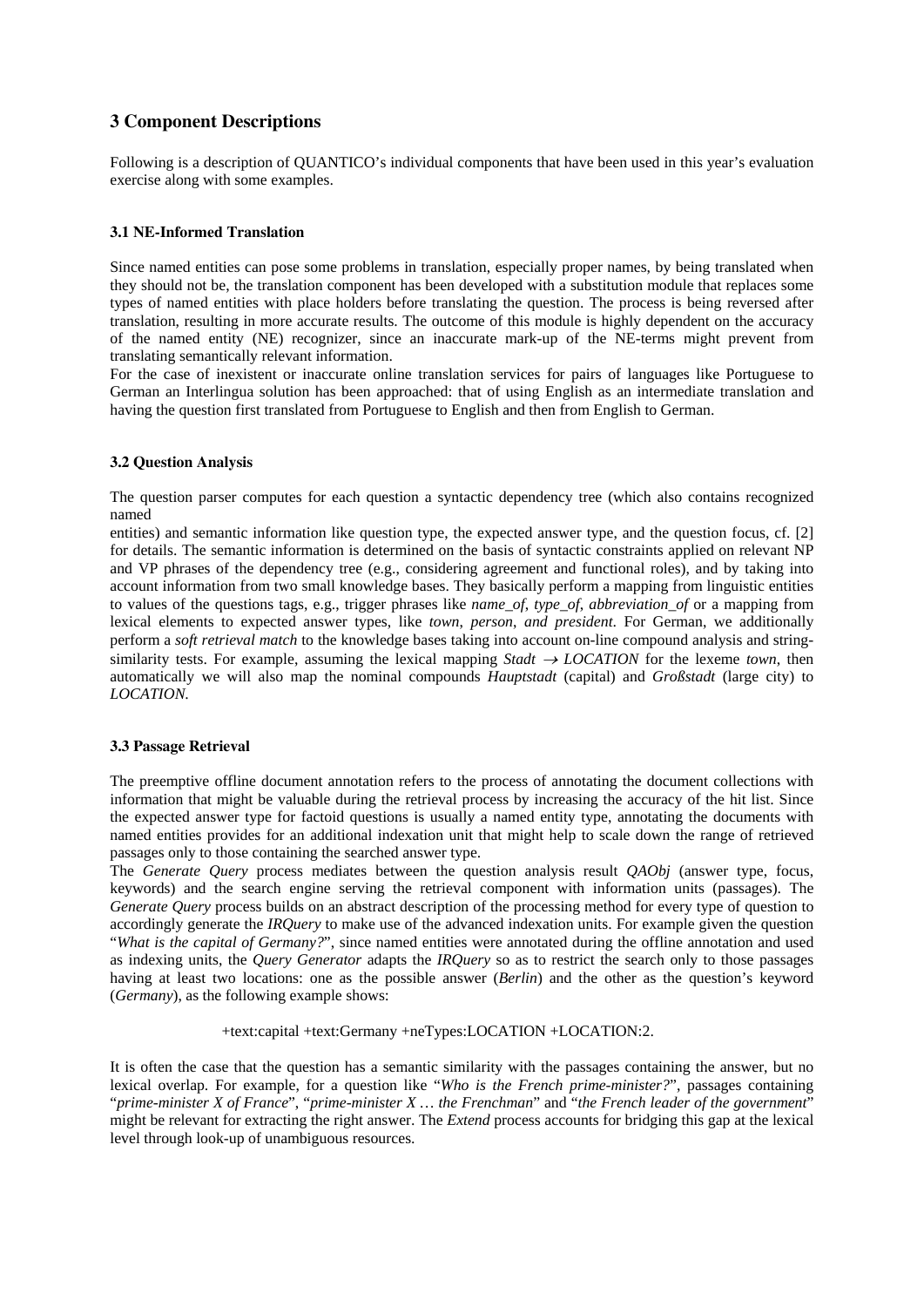## 3 Component Descriptions

Following is a description of QUANTICO's individual components that have been used in this year's evaluation exercise along with some examples.

### 3.1 NE-Informed Translation

Since named entities can pose some problems in translation, especially proper names, by being translated when they should not be, the translation component has been developed with a substitution module that replaces some types of named entities with place holders before translating the question. The process is being reversed after translation, resulting in more accurate results. The outcome of this module is highly dependent on the accuracy of the named entity (NE) recognizer, since an inaccurate mark-up of the NE-terms might prevent from translating semantically relevant information.

For the case of inexistent or inaccurate online translation services for pairs of languages like Portuguese to German an Interlingua solution has been approached: that of using English as an intermediate translation and having the question first translated from Portuguese to English and then from English to German.

### 3.2 Question Analysis

The question parser computes for each question a syntactic dependency tree (which also contains recognized named entities) and semantic information like question type, the expected answer type, and the question focus, cf. [2] for details. The semantic information is determined on the basis of syntactic constraints applied on relevant NP and VP phrases of the dependency tree (e.g., considering agreement and functional roles), and by taking into account information from two small knowledge bases. They basically perform a mapping from linguistic entities to values of the questions tags, e.g., trigger phrases like *name_of, type_of, abbreviation_of* or a mapping from lexical elements to expected answer types, like *town, person, and president.* For German, we additionally perform a *soft retrieval match* to the knowledge bases taking into account on-line compound analysis and string-similarity tests. For example, assuming the lexical mapping *Stadt* $\rightarrow$ *LOCATION* for the lexeme *town*, then automatically we will also map the nominal compounds *Hauptstadt* (capital) and *Großstadt* (large city) to *LOCATION*.

### 3.3 Passage Retrieval

The preemptive offline document annotation refers to the process of annotating the document collections with information that might be valuable during the retrieval process by increasing the accuracy of the hit list. Since the expected answer type for factoid questions is usually a named entity type, annotating the documents with named entities provides for an additional indexation unit that might help to scale down the range of retrieved passages only to those containing the searched answer type.

The *Generate Query* process mediates between the question analysis result *QAObj* (answer type, focus, keywords) and the search engine serving the retrieval component with information units (passages). The *Generate Query* process builds on an abstract description of the processing method for every type of question to accordingly generate the *IRQuery* to make use of the advanced indexation units. For example given the question "*What is the capital of Germany?*", since named entities were annotated during the offline annotation and used as indexing units, the *Query Generator* adapts the *IRQuery* so as to restrict the search only to those passages having at least two locations: one as the possible answer (*Berlin*) and the other as the question's keyword (*Germany*), as the following example shows:

```
+text:capital +text:Germany +neTypes:LOCATION +LOCATION:2.
```

It is often the case that the question has a semantic similarity with the passages containing the answer, but no lexical overlap. For example, for a question like "*Who is the French prime-minister?*", passages containing "*prime-minister X of France*", "*prime-minister X … the Frenchman*" and "*the French leader of the government*" might be relevant for extracting the right answer. The *Extend* process accounts for bridging this gap at the lexical level through look-up of unambiguous resources.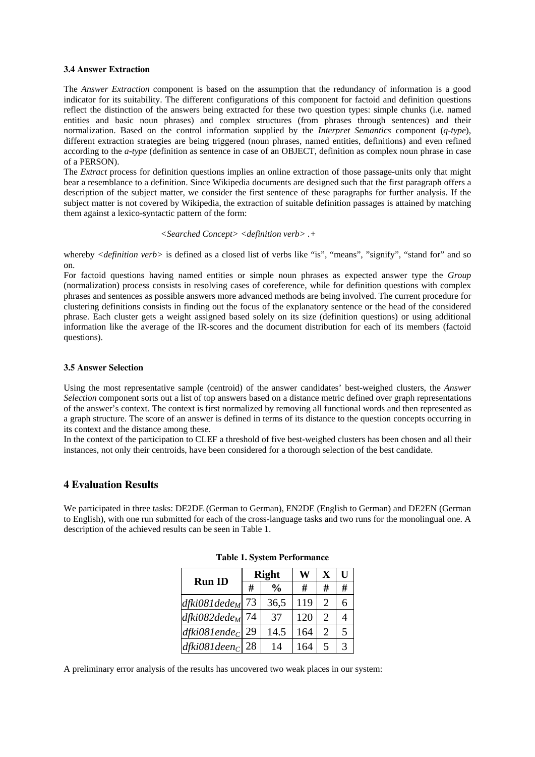### 3.4 Answer Extraction

The *Answer Extraction* component is based on the assumption that the redundancy of information is a good indicator for its suitability. The different configurations of this component for factoid and definition questions reflect the distinction of the answers being extracted for these two question types: simple chunks (i.e. named entities and basic noun phrases) and complex structures (from phrases through sentences) and their normalization. Based on the control information supplied by the *Interpret Semantics* component (*q-type*), different extraction strategies are being triggered (noun phrases, named entities, definitions) and even refined according to the *a-type* (definition as sentence in case of an OBJECT, definition as complex noun phrase in case of a PERSON).

The *Extract* process for definition questions implies an online extraction of those passage-units only that might bear a resemblance to a definition. Since Wikipedia documents are designed such that the first paragraph offers a description of the subject matter, we consider the first sentence of these paragraphs for further analysis. If the subject matter is not covered by Wikipedia, the extraction of suitable definition passages is attained by matching them against a lexico-syntactic pattern of the form:

*<Searched Concept> <definition verb> .+*

whereby *<definition verb>* is defined as a closed list of verbs like "is", "means", "signify", "stand for" and so on.

For factoid questions having named entities or simple noun phrases as expected answer type the *Group* (normalization) process consists in resolving cases of coreference, while for definition questions with complex phrases and sentences as possible answers more advanced methods are being involved. The current procedure for clustering definitions consists in finding out the focus of the explanatory sentence or the head of the considered phrase. Each cluster gets a weight assigned based solely on its size (definition questions) or using additional information like the average of the IR-scores and the document distribution for each of its members (factoid questions).

### 3.5 Answer Selection

Using the most representative sample (centroid) of the answer candidates' best-weighed clusters, the *Answer Selection* component sorts out a list of top answers based on a distance metric defined over graph representations of the answer's context. The context is first normalized by removing all functional words and then represented as a graph structure. The score of an answer is defined in terms of its distance to the question concepts occurring in its context and the distance among these.

In the context of the participation to CLEF a threshold of five best-weighed clusters has been chosen and all their instances, not only their centroids, have been considered for a thorough selection of the best candidate.

## 4 Evaluation Results

We participated in three tasks: DE2DE (German to German), EN2DE (English to German) and DE2EN (German to English), with one run submitted for each of the cross-language tasks and two runs for the monolingual one. A description of the achieved results can be seen in Table 1.

**Table 1. System Performance**

| Run ID | Right | | W | X | U |
|---|---|---|---|---|---|
| | # | % | # | # | # |
| *dfki081dede$_M$* | 73 | 36,5 | 119 | 2 | 6 |
| *dfki082dede$_M$* | 74 | 37 | 120 | 2 | 4 |
| *dfki081ende$_C$* | 29 | 14.5 | 164 | 2 | 5 |
| *dfki081deen$_C$* | 28 | 14 | 164 | 5 | 3 |

A preliminary error analysis of the results has uncovered two weak places in our system: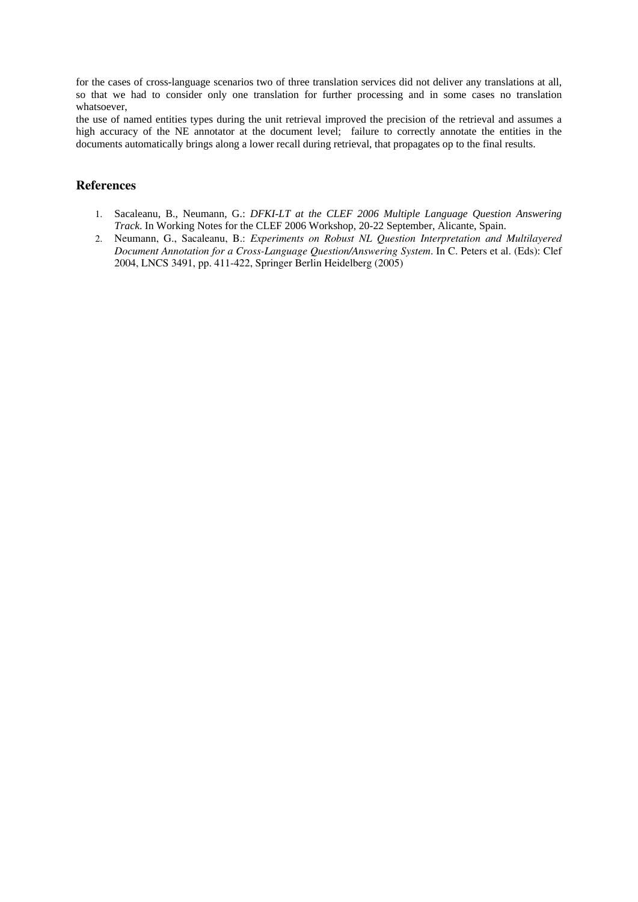for the cases of cross-language scenarios two of three translation services did not deliver any translations at all, so that we had to consider only one translation for further processing and in some cases no translation whatsoever,

the use of named entities types during the unit retrieval improved the precision of the retrieval and assumes a high accuracy of the NE annotator at the document level; failure to correctly annotate the entities in the documents automatically brings along a lower recall during retrieval, that propagates op to the final results.

## References

1. Sacaleanu, B., Neumann, G.: *DFKI-LT at the CLEF 2006 Multiple Language Question Answering Track*. In Working Notes for the CLEF 2006 Workshop, 20-22 September, Alicante, Spain.
2. Neumann, G., Sacaleanu, B.: *Experiments on Robust NL Question Interpretation and Multilayered Document Annotation for a Cross-Language Question/Answering System*. In C. Peters et al. (Eds): Clef 2004, LNCS 3491, pp. 411-422, Springer Berlin Heidelberg (2005)